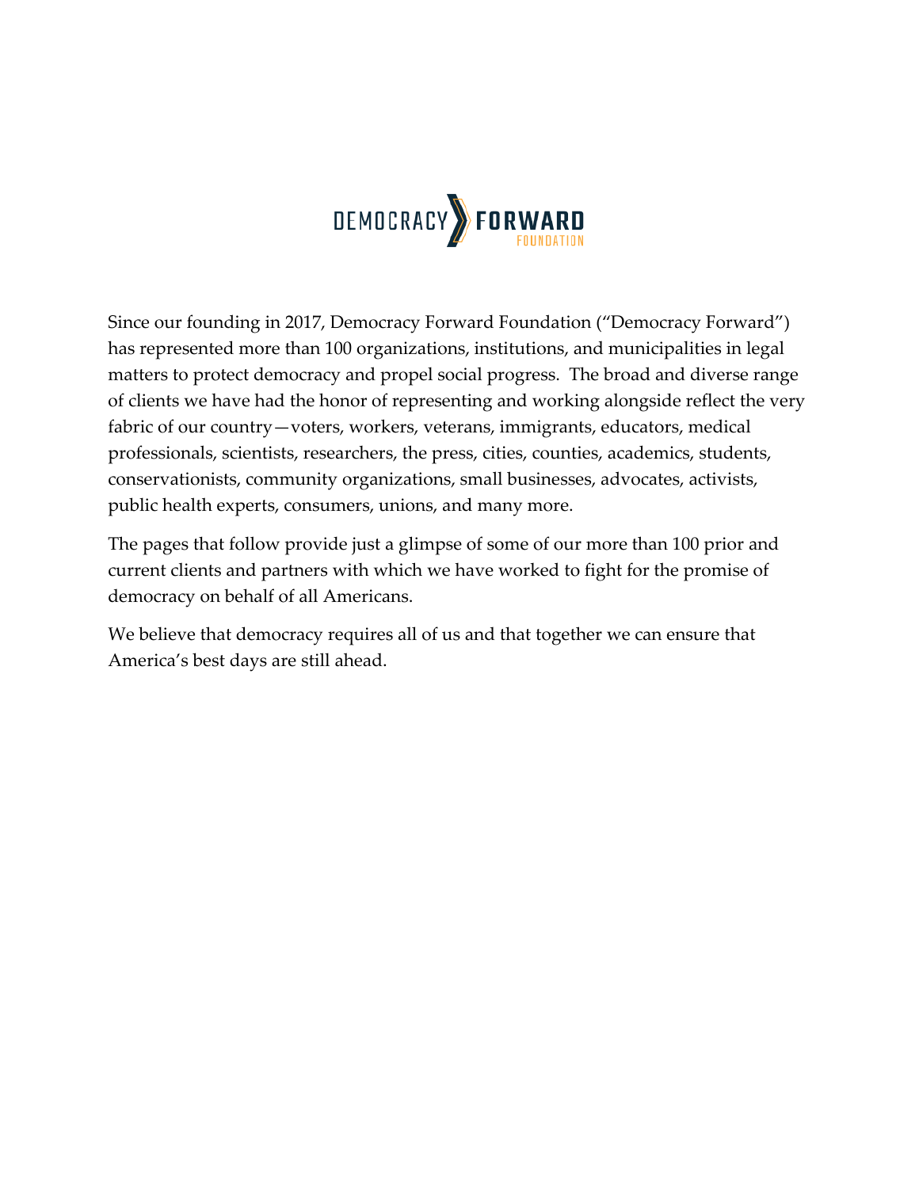DEMOCRACY FORWARD FOUNDATION

Since our founding in 2017, Democracy Forward Foundation ("Democracy Forward") has represented more than 100 organizations, institutions, and municipalities in legal matters to protect democracy and propel social progress. The broad and diverse range of clients we have had the honor of representing and working alongside reflect the very fabric of our country—voters, workers, veterans, immigrants, educators, medical professionals, scientists, researchers, the press, cities, counties, academics, students, conservationists, community organizations, small businesses, advocates, activists, public health experts, consumers, unions, and many more.

The pages that follow provide just a glimpse of some of our more than 100 prior and current clients and partners with which we have worked to fight for the promise of democracy on behalf of all Americans.

We believe that democracy requires all of us and that together we can ensure that America's best days are still ahead.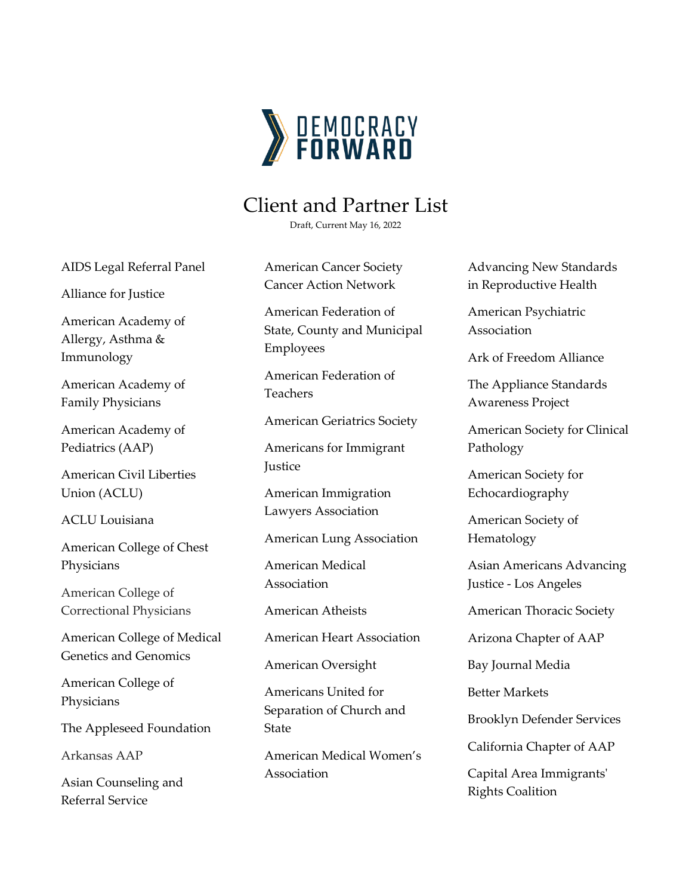DEMOCRACY FORWARD

# Client and Partner List

Draft, Current May 16, 2022

AIDS Legal Referral Panel

Alliance for Justice

American Academy of Allergy, Asthma & Immunology

American Academy of Family Physicians

American Academy of Pediatrics (AAP)

American Civil Liberties Union (ACLU)

ACLU Louisiana

American College of Chest Physicians

American College of Correctional Physicians

American College of Medical Genetics and Genomics

American College of Physicians

The Appleseed Foundation

Arkansas AAP

Asian Counseling and Referral Service

American Cancer Society Cancer Action Network

American Federation of State, County and Municipal Employees

American Federation of Teachers

American Geriatrics Society

Americans for Immigrant Justice

American Immigration Lawyers Association

American Lung Association

American Medical Association

American Atheists

American Heart Association

American Oversight

Americans United for Separation of Church and State

American Medical Women's Association

Advancing New Standards in Reproductive Health

American Psychiatric Association

Ark of Freedom Alliance

The Appliance Standards Awareness Project

American Society for Clinical Pathology

American Society for Echocardiography

American Society of Hematology

Asian Americans Advancing Justice - Los Angeles

American Thoracic Society

Arizona Chapter of AAP

Bay Journal Media

Better Markets

Brooklyn Defender Services

California Chapter of AAP

Capital Area Immigrants' Rights Coalition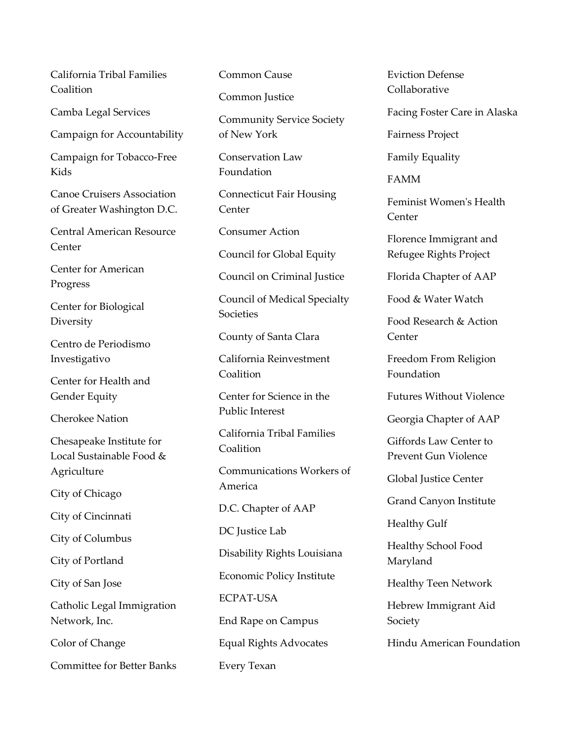California Tribal Families Coalition

Camba Legal Services

Campaign for Accountability

Campaign for Tobacco-Free Kids

Canoe Cruisers Association of Greater Washington D.C.

Central American Resource Center

Center for American Progress

Center for Biological Diversity

Centro de Periodismo Investigativo

Center for Health and Gender Equity

Cherokee Nation

Chesapeake Institute for Local Sustainable Food & Agriculture

City of Chicago

City of Cincinnati

City of Columbus

City of Portland

City of San Jose

Catholic Legal Immigration Network, Inc.

Color of Change

Committee for Better Banks

Common Cause

Common Justice

Community Service Society of New York

Conservation Law Foundation

Connecticut Fair Housing Center

Consumer Action

Council for Global Equity

Council on Criminal Justice

Council of Medical Specialty Societies

County of Santa Clara

California Reinvestment Coalition

Center for Science in the Public Interest

California Tribal Families Coalition

Communications Workers of America

D.C. Chapter of AAP

DC Justice Lab

Disability Rights Louisiana

Economic Policy Institute

ECPAT-USA

End Rape on Campus

Equal Rights Advocates

Every Texan

Eviction Defense Collaborative

Facing Foster Care in Alaska

Fairness Project

Family Equality

FAMM

Feminist Women's Health Center

Florence Immigrant and Refugee Rights Project

Florida Chapter of AAP

Food & Water Watch

Food Research & Action Center

Freedom From Religion Foundation

Futures Without Violence

Georgia Chapter of AAP

Giffords Law Center to Prevent Gun Violence

Global Justice Center

Grand Canyon Institute

Healthy Gulf

Healthy School Food Maryland

Healthy Teen Network

Hebrew Immigrant Aid Society

Hindu American Foundation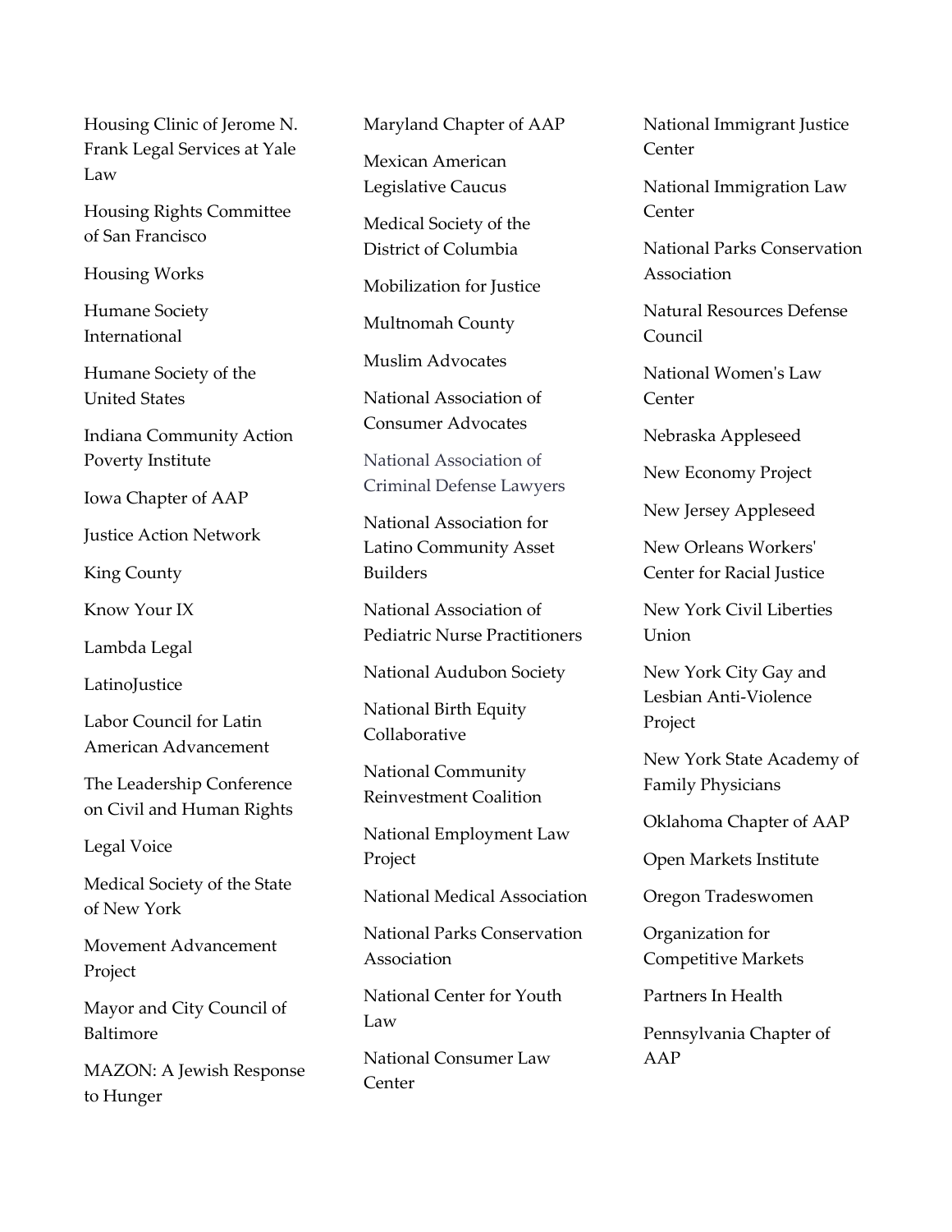Housing Clinic of Jerome N. Frank Legal Services at Yale Law

Housing Rights Committee of San Francisco

Housing Works

Humane Society International

Humane Society of the United States

Indiana Community Action Poverty Institute

Iowa Chapter of AAP

Justice Action Network

King County

Know Your IX

Lambda Legal

LatinoJustice

Labor Council for Latin American Advancement

The Leadership Conference on Civil and Human Rights

Legal Voice

Medical Society of the State of New York

Movement Advancement Project

Mayor and City Council of Baltimore

MAZON: A Jewish Response to Hunger

Maryland Chapter of AAP

Mexican American Legislative Caucus

Medical Society of the District of Columbia

Mobilization for Justice

Multnomah County

Muslim Advocates

National Association of Consumer Advocates

National Association of Criminal Defense Lawyers

National Association for Latino Community Asset Builders

National Association of Pediatric Nurse Practitioners

National Audubon Society

National Birth Equity Collaborative

National Community Reinvestment Coalition

National Employment Law Project

National Medical Association

National Parks Conservation Association

National Center for Youth Law

National Consumer Law Center

National Immigrant Justice Center

National Immigration Law Center

National Parks Conservation Association

Natural Resources Defense Council

National Women's Law Center

Nebraska Appleseed

New Economy Project

New Jersey Appleseed

New Orleans Workers' Center for Racial Justice

New York Civil Liberties Union

New York City Gay and Lesbian Anti-Violence Project

New York State Academy of Family Physicians

Oklahoma Chapter of AAP

Open Markets Institute

Oregon Tradeswomen

Organization for Competitive Markets

Partners In Health

Pennsylvania Chapter of AAP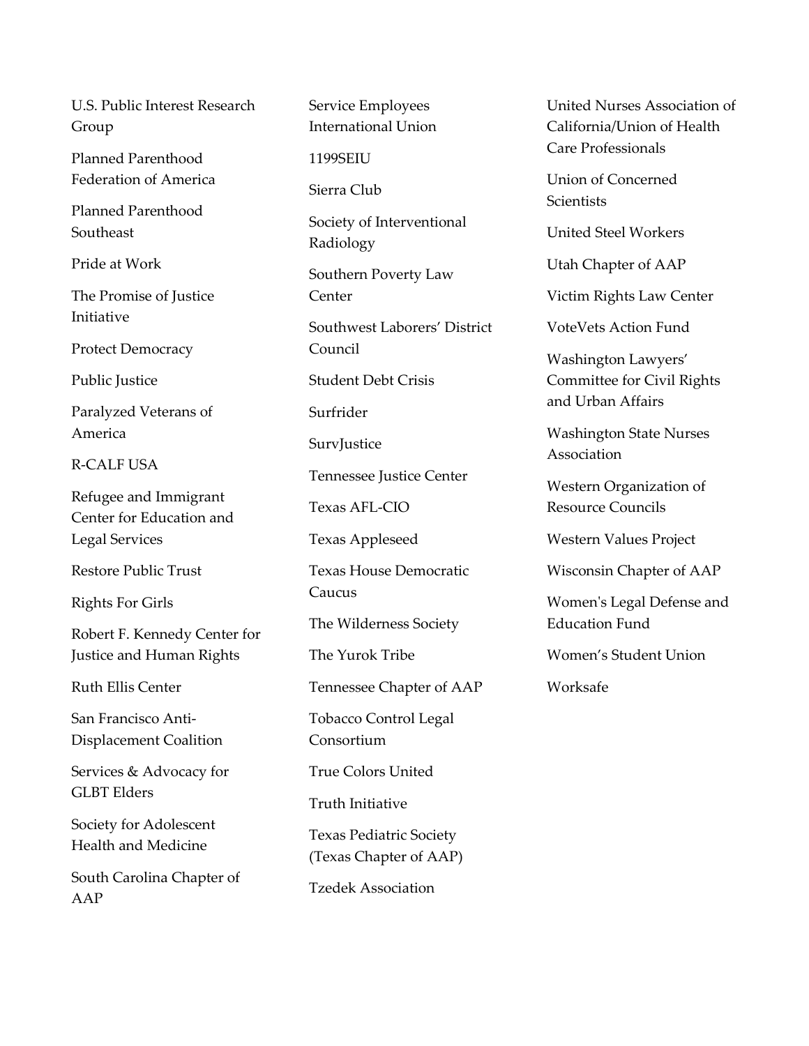U.S. Public Interest Research Group

Planned Parenthood Federation of America

Planned Parenthood Southeast

Pride at Work

The Promise of Justice Initiative

Protect Democracy

Public Justice

Paralyzed Veterans of America

R-CALF USA

Refugee and Immigrant Center for Education and Legal Services

Restore Public Trust

Rights For Girls

Robert F. Kennedy Center for Justice and Human Rights

Ruth Ellis Center

San Francisco Anti-Displacement Coalition

Services & Advocacy for GLBT Elders

Society for Adolescent Health and Medicine

South Carolina Chapter of AAP

Service Employees International Union

1199SEIU

Sierra Club

Society of Interventional Radiology

Southern Poverty Law Center

Southwest Laborers' District Council

Student Debt Crisis

Surfrider

SurvJustice

Tennessee Justice Center

Texas AFL-CIO

Texas Appleseed

Texas House Democratic Caucus

The Wilderness Society

The Yurok Tribe

Tennessee Chapter of AAP

Tobacco Control Legal Consortium

True Colors United

Truth Initiative

Texas Pediatric Society (Texas Chapter of AAP)

Tzedek Association

United Nurses Association of California/Union of Health Care Professionals

Union of Concerned Scientists

United Steel Workers

Utah Chapter of AAP

Victim Rights Law Center

VoteVets Action Fund

Washington Lawyers' Committee for Civil Rights and Urban Affairs

Washington State Nurses Association

Western Organization of Resource Councils

Western Values Project

Wisconsin Chapter of AAP

Women's Legal Defense and Education Fund

Women's Student Union

Worksafe